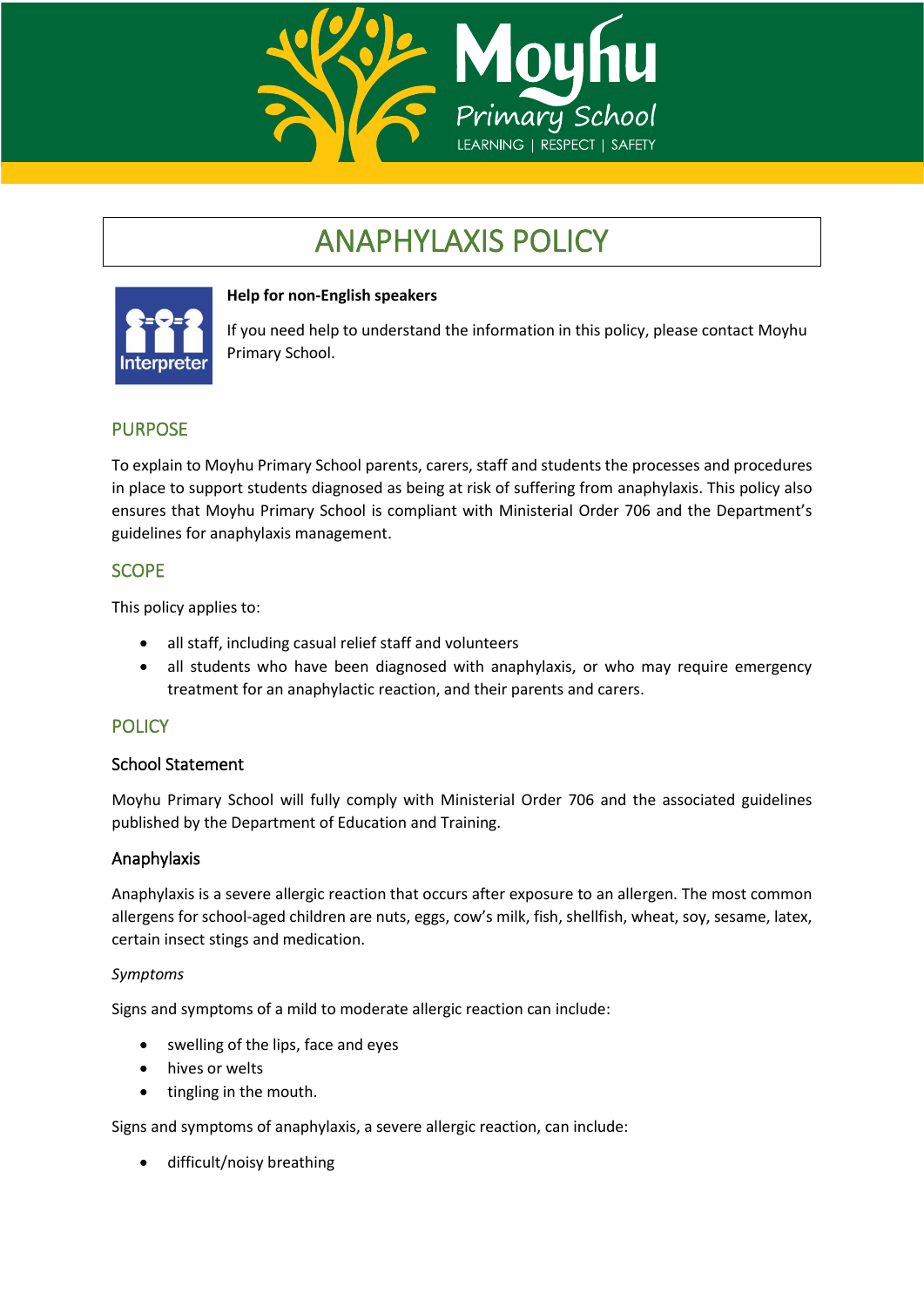# ANAPHYLAXIS POLICY

**Help for non-English speakers**

If you need help to understand the information in this policy, please contact Moyhu Primary School.

## PURPOSE

To explain to Moyhu Primary School parents, carers, staff and students the processes and procedures in place to support students diagnosed as being at risk of suffering from anaphylaxis. This policy also ensures that Moyhu Primary School is compliant with Ministerial Order 706 and the Department's guidelines for anaphylaxis management.

## SCOPE

This policy applies to:

- all staff, including casual relief staff and volunteers
- all students who have been diagnosed with anaphylaxis, or who may require emergency treatment for an anaphylactic reaction, and their parents and carers.

## POLICY

### School Statement

Moyhu Primary School will fully comply with Ministerial Order 706 and the associated guidelines published by the Department of Education and Training.

### Anaphylaxis

Anaphylaxis is a severe allergic reaction that occurs after exposure to an allergen. The most common allergens for school-aged children are nuts, eggs, cow's milk, fish, shellfish, wheat, soy, sesame, latex, certain insect stings and medication.

*Symptoms*

Signs and symptoms of a mild to moderate allergic reaction can include:

- swelling of the lips, face and eyes
- hives or welts
- tingling in the mouth.

Signs and symptoms of anaphylaxis, a severe allergic reaction, can include:

- difficult/noisy breathing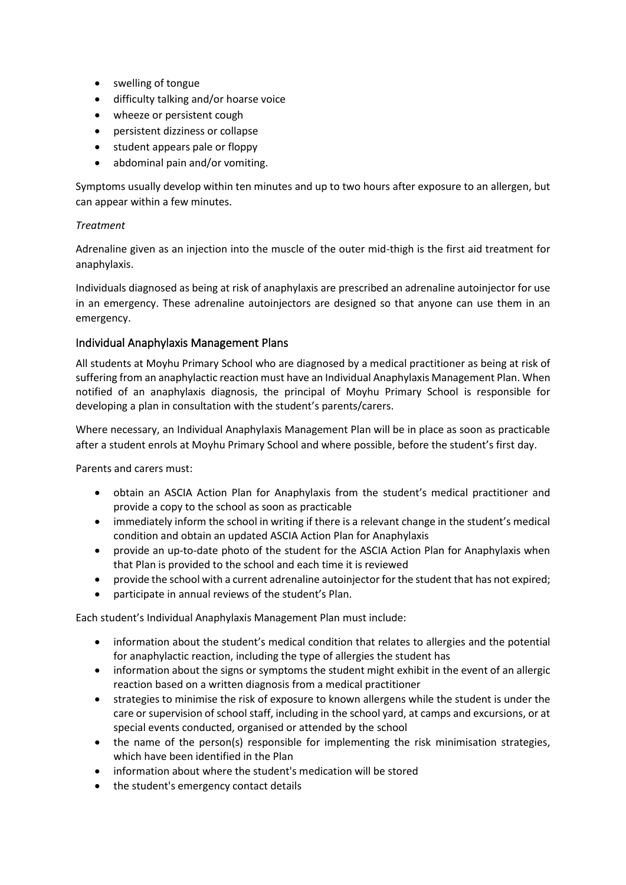- swelling of tongue
- difficulty talking and/or hoarse voice
- wheeze or persistent cough
- persistent dizziness or collapse
- student appears pale or floppy
- abdominal pain and/or vomiting.

Symptoms usually develop within ten minutes and up to two hours after exposure to an allergen, but can appear within a few minutes.

*Treatment*

Adrenaline given as an injection into the muscle of the outer mid-thigh is the first aid treatment for anaphylaxis.

Individuals diagnosed as being at risk of anaphylaxis are prescribed an adrenaline autoinjector for use in an emergency. These adrenaline autoinjectors are designed so that anyone can use them in an emergency.

## Individual Anaphylaxis Management Plans

All students at Moyhu Primary School who are diagnosed by a medical practitioner as being at risk of suffering from an anaphylactic reaction must have an Individual Anaphylaxis Management Plan. When notified of an anaphylaxis diagnosis, the principal of Moyhu Primary School is responsible for developing a plan in consultation with the student's parents/carers.

Where necessary, an Individual Anaphylaxis Management Plan will be in place as soon as practicable after a student enrols at Moyhu Primary School and where possible, before the student's first day.

Parents and carers must:

- obtain an ASCIA Action Plan for Anaphylaxis from the student's medical practitioner and provide a copy to the school as soon as practicable
- immediately inform the school in writing if there is a relevant change in the student's medical condition and obtain an updated ASCIA Action Plan for Anaphylaxis
- provide an up-to-date photo of the student for the ASCIA Action Plan for Anaphylaxis when that Plan is provided to the school and each time it is reviewed
- provide the school with a current adrenaline autoinjector for the student that has not expired;
- participate in annual reviews of the student's Plan.

Each student's Individual Anaphylaxis Management Plan must include:

- information about the student's medical condition that relates to allergies and the potential for anaphylactic reaction, including the type of allergies the student has
- information about the signs or symptoms the student might exhibit in the event of an allergic reaction based on a written diagnosis from a medical practitioner
- strategies to minimise the risk of exposure to known allergens while the student is under the care or supervision of school staff, including in the school yard, at camps and excursions, or at special events conducted, organised or attended by the school
- the name of the person(s) responsible for implementing the risk minimisation strategies, which have been identified in the Plan
- information about where the student's medication will be stored
- the student's emergency contact details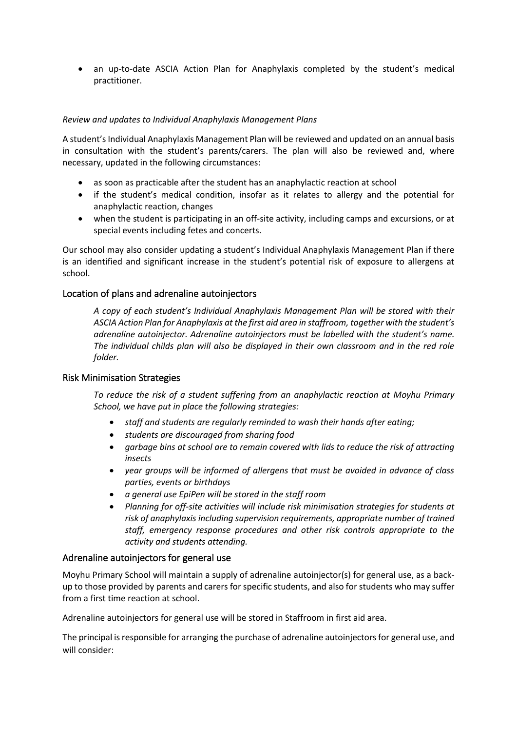- an up-to-date ASCIA Action Plan for Anaphylaxis completed by the student's medical practitioner.

*Review and updates to Individual Anaphylaxis Management Plans*

A student's Individual Anaphylaxis Management Plan will be reviewed and updated on an annual basis in consultation with the student's parents/carers. The plan will also be reviewed and, where necessary, updated in the following circumstances:

- as soon as practicable after the student has an anaphylactic reaction at school
- if the student's medical condition, insofar as it relates to allergy and the potential for anaphylactic reaction, changes
- when the student is participating in an off-site activity, including camps and excursions, or at special events including fetes and concerts.

Our school may also consider updating a student's Individual Anaphylaxis Management Plan if there is an identified and significant increase in the student's potential risk of exposure to allergens at school.

## Location of plans and adrenaline autoinjectors

*A copy of each student's Individual Anaphylaxis Management Plan will be stored with their ASCIA Action Plan for Anaphylaxis at the first aid area in staffroom, together with the student's adrenaline autoinjector. Adrenaline autoinjectors must be labelled with the student's name. The individual childs plan will also be displayed in their own classroom and in the red role folder.*

## Risk Minimisation Strategies

*To reduce the risk of a student suffering from an anaphylactic reaction at Moyhu Primary School, we have put in place the following strategies:*

- *staff and students are regularly reminded to wash their hands after eating;*
- *students are discouraged from sharing food*
- *garbage bins at school are to remain covered with lids to reduce the risk of attracting insects*
- *year groups will be informed of allergens that must be avoided in advance of class parties, events or birthdays*
- *a general use EpiPen will be stored in the staff room*
- *Planning for off-site activities will include risk minimisation strategies for students at risk of anaphylaxis including supervision requirements, appropriate number of trained staff, emergency response procedures and other risk controls appropriate to the activity and students attending.*

## Adrenaline autoinjectors for general use

Moyhu Primary School will maintain a supply of adrenaline autoinjector(s) for general use, as a back-up to those provided by parents and carers for specific students, and also for students who may suffer from a first time reaction at school.

Adrenaline autoinjectors for general use will be stored in Staffroom in first aid area.

The principal is responsible for arranging the purchase of adrenaline autoinjectors for general use, and will consider: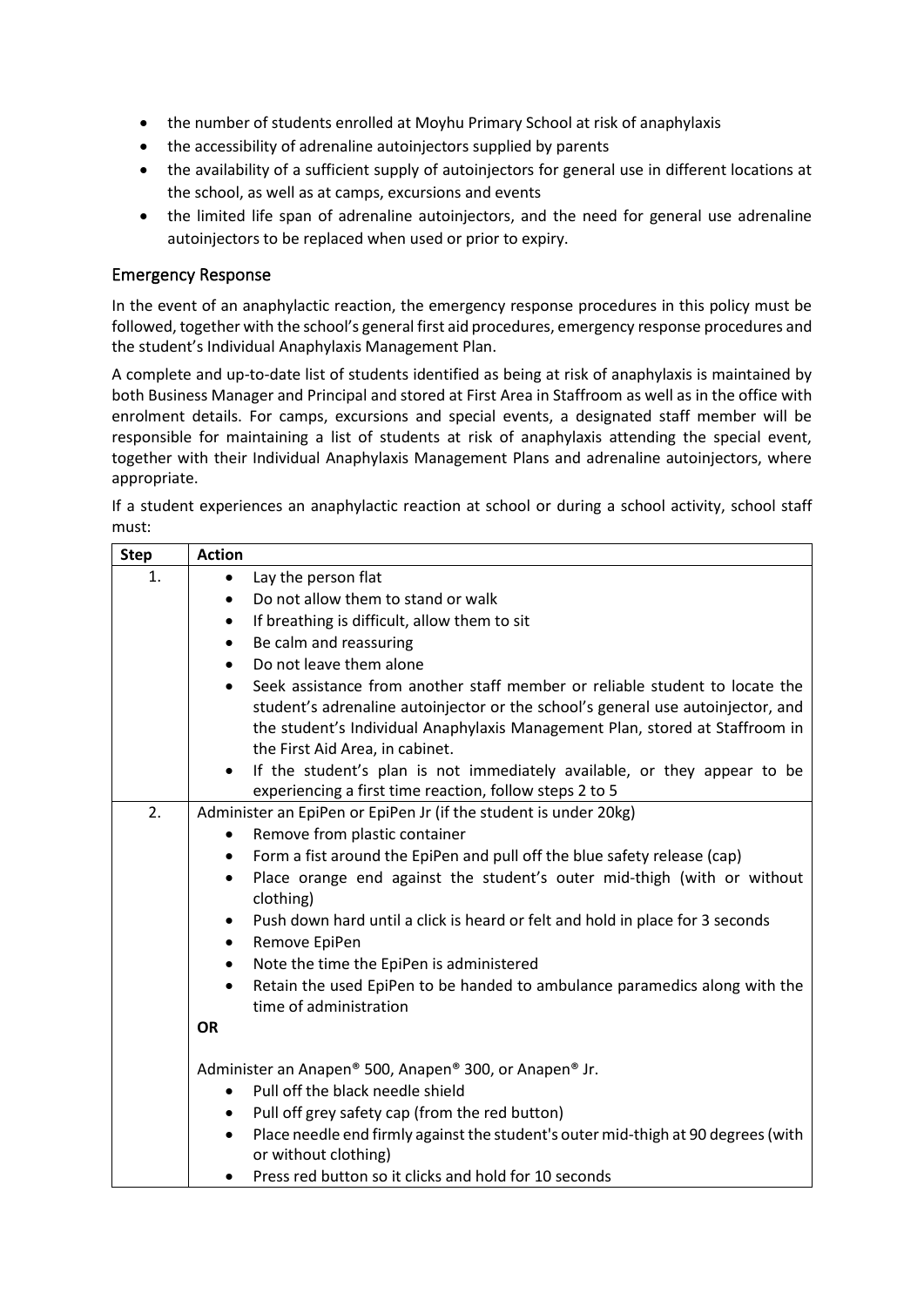- the number of students enrolled at Moyhu Primary School at risk of anaphylaxis
- the accessibility of adrenaline autoinjectors supplied by parents
- the availability of a sufficient supply of autoinjectors for general use in different locations at the school, as well as at camps, excursions and events
- the limited life span of adrenaline autoinjectors, and the need for general use adrenaline autoinjectors to be replaced when used or prior to expiry.

## Emergency Response

In the event of an anaphylactic reaction, the emergency response procedures in this policy must be followed, together with the school's general first aid procedures, emergency response procedures and the student's Individual Anaphylaxis Management Plan.

A complete and up-to-date list of students identified as being at risk of anaphylaxis is maintained by both Business Manager and Principal and stored at First Area in Staffroom as well as in the office with enrolment details. For camps, excursions and special events, a designated staff member will be responsible for maintaining a list of students at risk of anaphylaxis attending the special event, together with their Individual Anaphylaxis Management Plans and adrenaline autoinjectors, where appropriate.

If a student experiences an anaphylactic reaction at school or during a school activity, school staff must:

| Step | Action |
|---|---|
| 1. | • Lay the person flat<br>• Do not allow them to stand or walk<br>• If breathing is difficult, allow them to sit<br>• Be calm and reassuring<br>• Do not leave them alone<br>• Seek assistance from another staff member or reliable student to locate the student's adrenaline autoinjector or the school's general use autoinjector, and the student's Individual Anaphylaxis Management Plan, stored at Staffroom in the First Aid Area, in cabinet.<br>• If the student's plan is not immediately available, or they appear to be experiencing a first time reaction, follow steps 2 to 5 |
| 2. | Administer an EpiPen or EpiPen Jr (if the student is under 20kg)<br>• Remove from plastic container<br>• Form a fist around the EpiPen and pull off the blue safety release (cap)<br>• Place orange end against the student's outer mid-thigh (with or without clothing)<br>• Push down hard until a click is heard or felt and hold in place for 3 seconds<br>• Remove EpiPen<br>• Note the time the EpiPen is administered<br>• Retain the used EpiPen to be handed to ambulance paramedics along with the time of administration<br>**OR**<br><br>Administer an Anapen® 500, Anapen® 300, or Anapen® Jr.<br>• Pull off the black needle shield<br>• Pull off grey safety cap (from the red button)<br>• Place needle end firmly against the student's outer mid-thigh at 90 degrees (with or without clothing)<br>• Press red button so it clicks and hold for 10 seconds |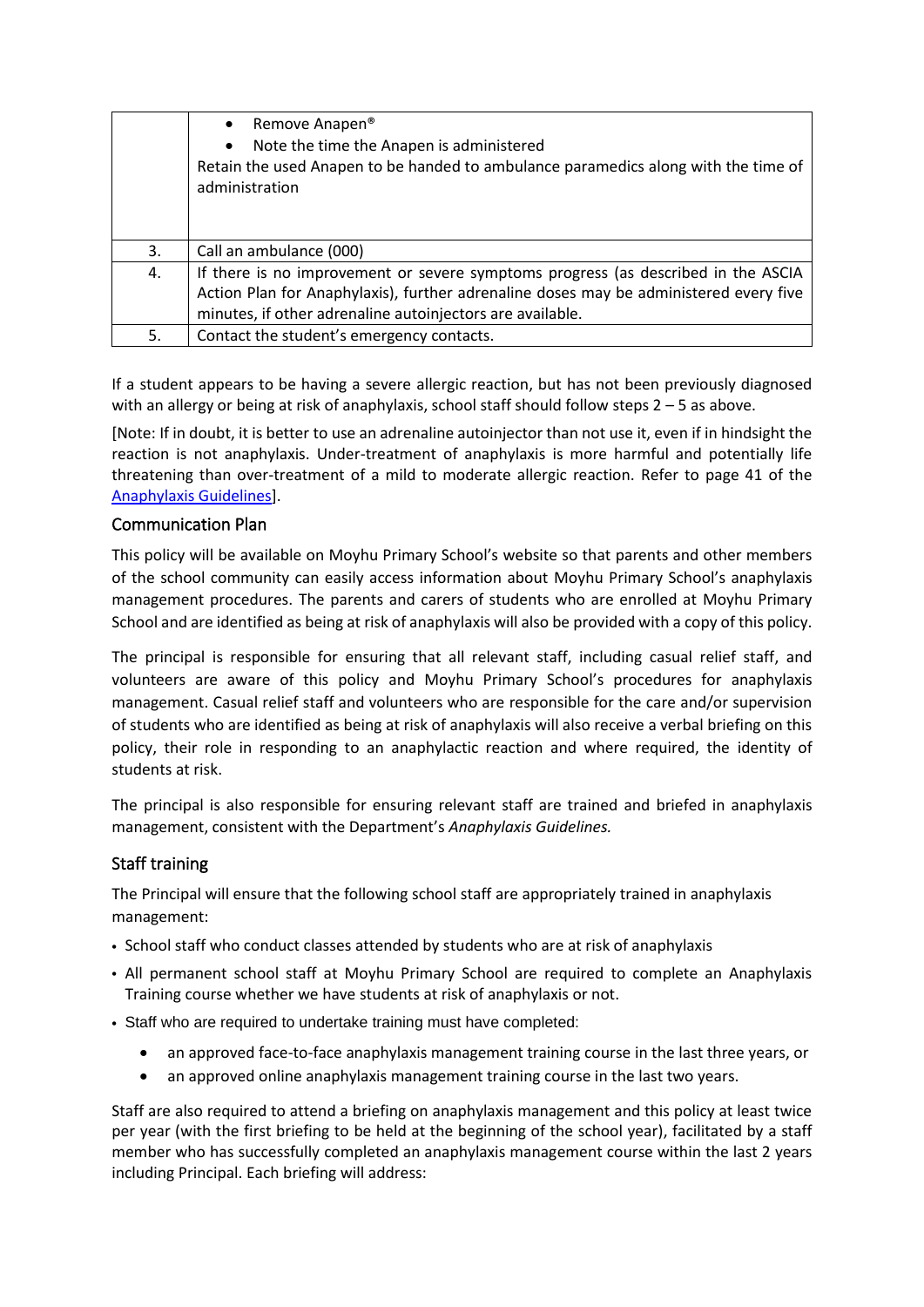| | |
|---|---|
| | • Remove Anapen®<br>• Note the time the Anapen is administered<br>Retain the used Anapen to be handed to ambulance paramedics along with the time of administration |
| 3. | Call an ambulance (000) |
| 4. | If there is no improvement or severe symptoms progress (as described in the ASCIA Action Plan for Anaphylaxis), further adrenaline doses may be administered every five minutes, if other adrenaline autoinjectors are available. |
| 5. | Contact the student's emergency contacts. |

If a student appears to be having a severe allergic reaction, but has not been previously diagnosed with an allergy or being at risk of anaphylaxis, school staff should follow steps 2 – 5 as above.

[Note: If in doubt, it is better to use an adrenaline autoinjector than not use it, even if in hindsight the reaction is not anaphylaxis. Under-treatment of anaphylaxis is more harmful and potentially life threatening than over-treatment of a mild to moderate allergic reaction. Refer to page 41 of the Anaphylaxis Guidelines].

## Communication Plan

This policy will be available on Moyhu Primary School's website so that parents and other members of the school community can easily access information about Moyhu Primary School's anaphylaxis management procedures. The parents and carers of students who are enrolled at Moyhu Primary School and are identified as being at risk of anaphylaxis will also be provided with a copy of this policy.

The principal is responsible for ensuring that all relevant staff, including casual relief staff, and volunteers are aware of this policy and Moyhu Primary School's procedures for anaphylaxis management. Casual relief staff and volunteers who are responsible for the care and/or supervision of students who are identified as being at risk of anaphylaxis will also receive a verbal briefing on this policy, their role in responding to an anaphylactic reaction and where required, the identity of students at risk.

The principal is also responsible for ensuring relevant staff are trained and briefed in anaphylaxis management, consistent with the Department's *Anaphylaxis Guidelines.*

## Staff training

The Principal will ensure that the following school staff are appropriately trained in anaphylaxis management:

- School staff who conduct classes attended by students who are at risk of anaphylaxis
- All permanent school staff at Moyhu Primary School are required to complete an Anaphylaxis Training course whether we have students at risk of anaphylaxis or not.
- Staff who are required to undertake training must have completed:
    - an approved face-to-face anaphylaxis management training course in the last three years, or
    - an approved online anaphylaxis management training course in the last two years.

Staff are also required to attend a briefing on anaphylaxis management and this policy at least twice per year (with the first briefing to be held at the beginning of the school year), facilitated by a staff member who has successfully completed an anaphylaxis management course within the last 2 years including Principal. Each briefing will address: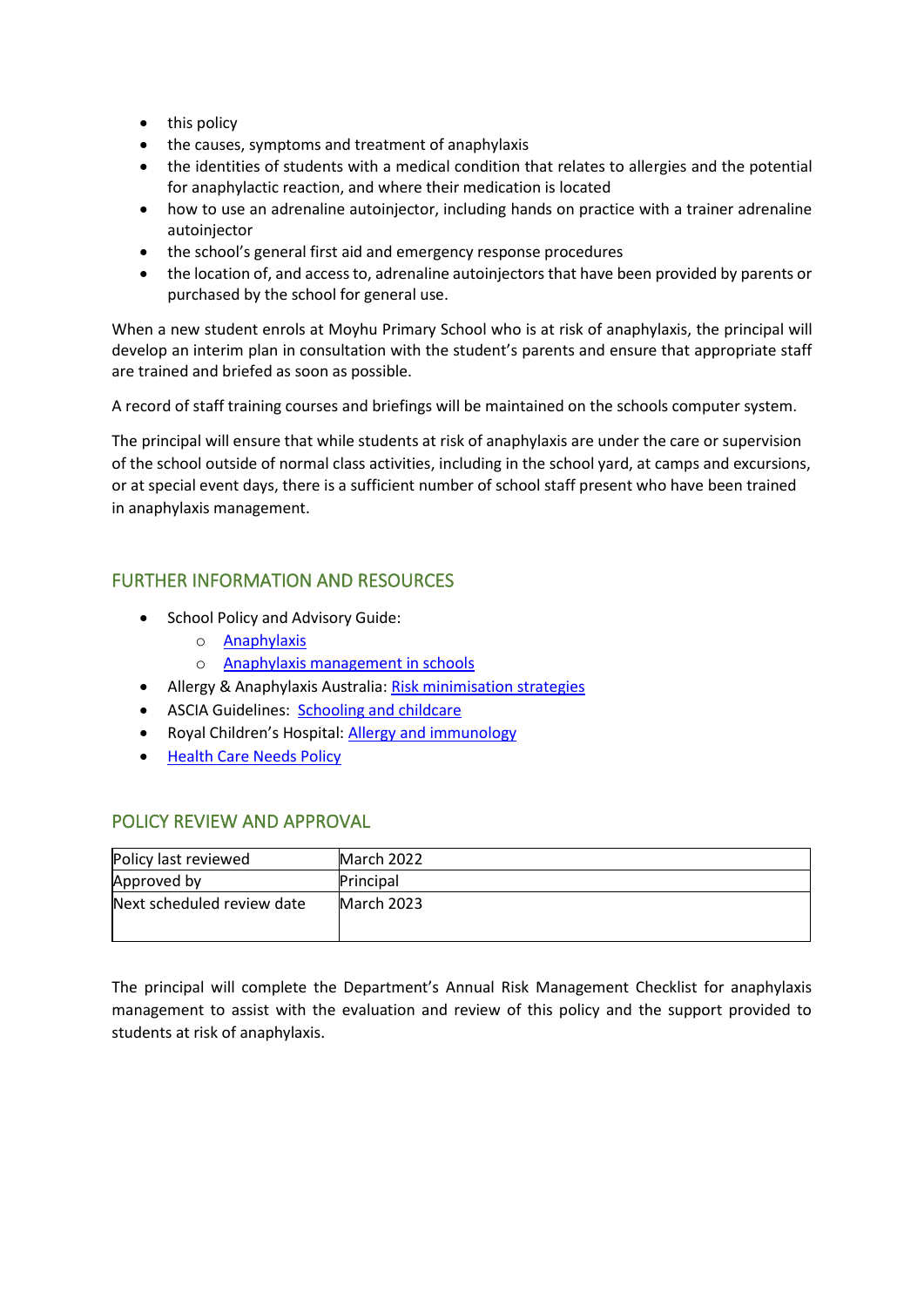- this policy
- the causes, symptoms and treatment of anaphylaxis
- the identities of students with a medical condition that relates to allergies and the potential for anaphylactic reaction, and where their medication is located
- how to use an adrenaline autoinjector, including hands on practice with a trainer adrenaline autoinjector
- the school's general first aid and emergency response procedures
- the location of, and access to, adrenaline autoinjectors that have been provided by parents or purchased by the school for general use.

When a new student enrols at Moyhu Primary School who is at risk of anaphylaxis, the principal will develop an interim plan in consultation with the student's parents and ensure that appropriate staff are trained and briefed as soon as possible.

A record of staff training courses and briefings will be maintained on the schools computer system.

The principal will ensure that while students at risk of anaphylaxis are under the care or supervision of the school outside of normal class activities, including in the school yard, at camps and excursions, or at special event days, there is a sufficient number of school staff present who have been trained in anaphylaxis management.

## FURTHER INFORMATION AND RESOURCES

- School Policy and Advisory Guide:
  - Anaphylaxis
  - Anaphylaxis management in schools
- Allergy & Anaphylaxis Australia: Risk minimisation strategies
- ASCIA Guidelines: Schooling and childcare
- Royal Children's Hospital: Allergy and immunology
- Health Care Needs Policy

## POLICY REVIEW AND APPROVAL

| | |
|---|---|
| Policy last reviewed | March 2022 |
| Approved by | Principal |
| Next scheduled review date | March 2023 |

The principal will complete the Department's Annual Risk Management Checklist for anaphylaxis management to assist with the evaluation and review of this policy and the support provided to students at risk of anaphylaxis.